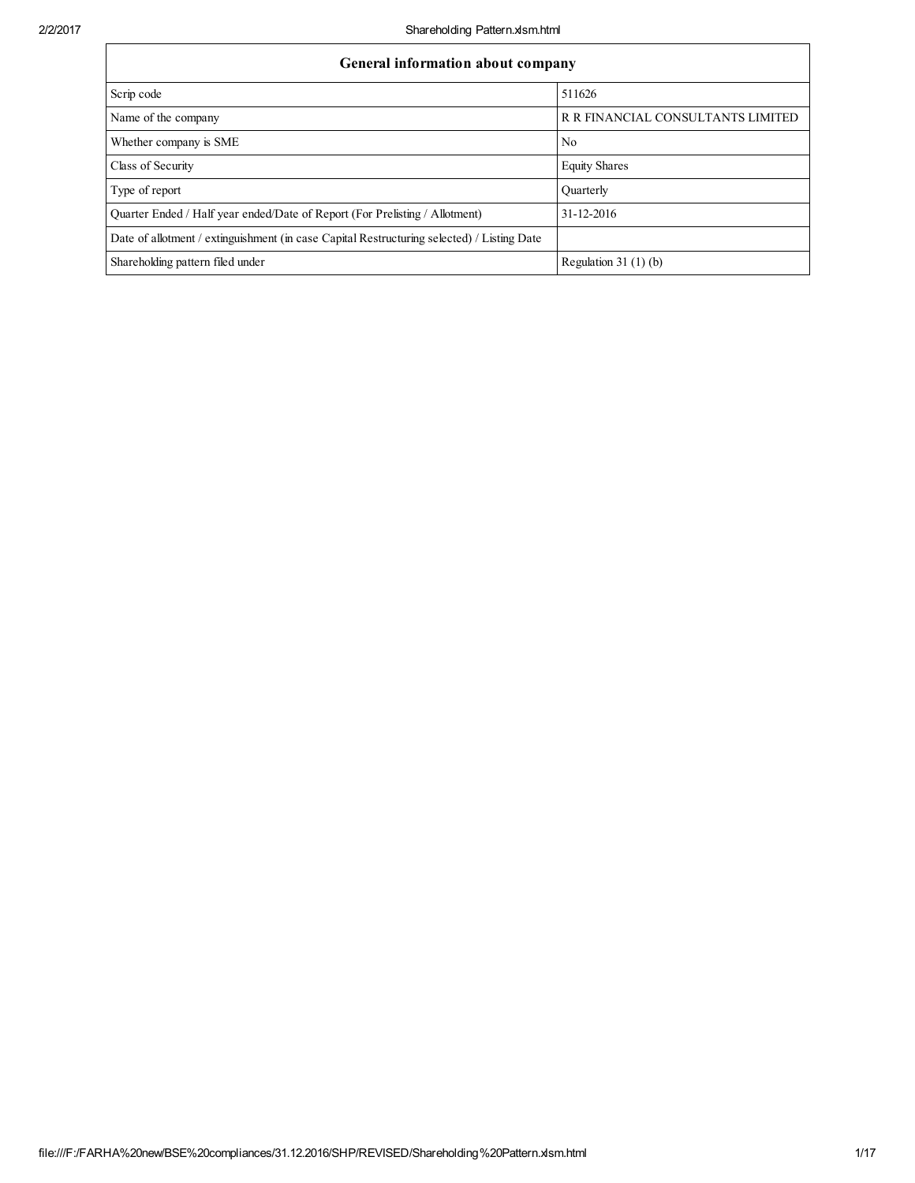| General information about company | |
|---|---|
| Scrip code | 511626 |
| Name of the company | R R FINANCIAL CONSULTANTS LIMITED |
| Whether company is SME | No |
| Class of Security | Equity Shares |
| Type of report | Quarterly |
| Quarter Ended / Half year ended/Date of Report (For Prelisting / Allotment) | 31-12-2016 |
| Date of allotment / extinguishment (in case Capital Restructuring selected) / Listing Date | |
| Shareholding pattern filed under | Regulation 31 (1) (b) |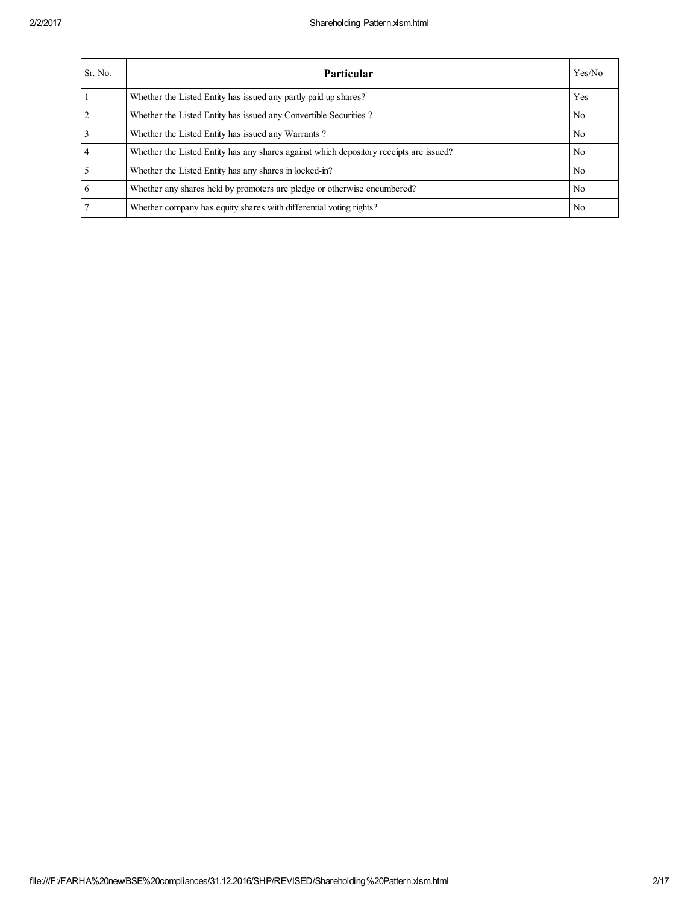| Sr. No. | Particular | Yes/No |
|---|---|---|
| 1 | Whether the Listed Entity has issued any partly paid up shares? | Yes |
| 2 | Whether the Listed Entity has issued any Convertible Securities ? | No |
| 3 | Whether the Listed Entity has issued any Warrants ? | No |
| 4 | Whether the Listed Entity has any shares against which depository receipts are issued? | No |
| 5 | Whether the Listed Entity has any shares in locked-in? | No |
| 6 | Whether any shares held by promoters are pledge or otherwise encumbered? | No |
| 7 | Whether company has equity shares with differential voting rights? | No |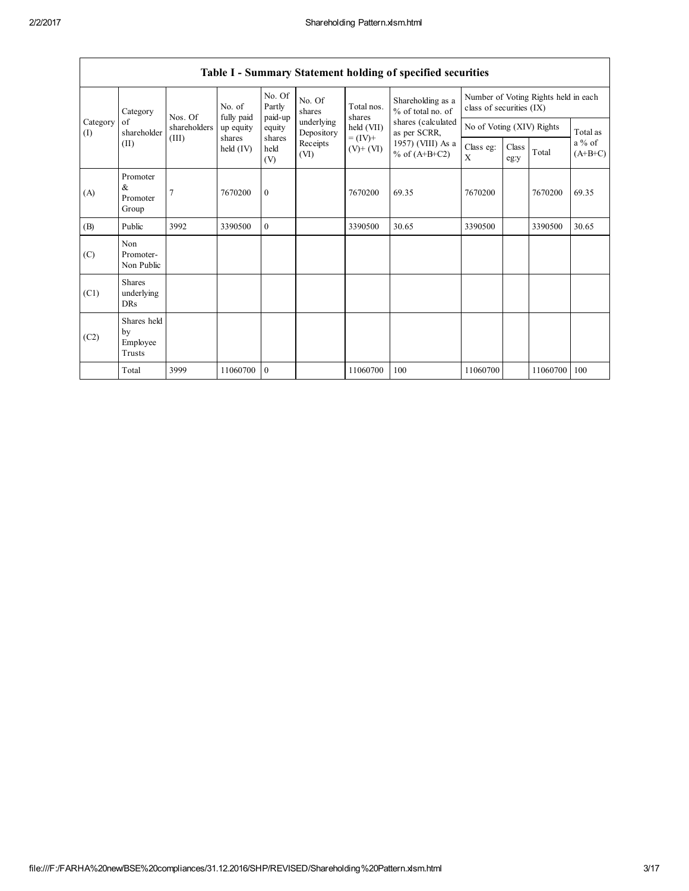## Table I - Summary Statement holding of specified securities

| Category (I) | Category of shareholder (II) | Nos. Of shareholders (III) | No. of fully paid up equity shares held (IV) | No. Of Partly paid-up equity shares held (V) | No. Of shares underlying Depository Receipts (VI) | Total nos. shares held (VII) = (IV)+ (V)+ (VI) | Shareholding as a % of total no. of shares (calculated as per SCRR, 1957) (VIII) As a % of (A+B+C2) | Number of Voting Rights held in each class of securities (IX) | | | |
|---|---|---|---|---|---|---|---|---|---|---|---|
| | | | | | | | | No of Voting (XIV) Rights | | | Total as a % of (A+B+C) |
| | | | | | | | | Class eg: X | Class eg:y | Total | |
| (A) | Promoter & Promoter Group | 7 | 7670200 | 0 | | 7670200 | 69.35 | 7670200 | | 7670200 | 69.35 |
| (B) | Public | 3992 | 3390500 | 0 | | 3390500 | 30.65 | 3390500 | | 3390500 | 30.65 |
| (C) | Non Promoter- Non Public | | | | | | | | | | |
| (C1) | Shares underlying DRs | | | | | | | | | | |
| (C2) | Shares held by Employee Trusts | | | | | | | | | | |
| | Total | 3999 | 11060700 | 0 | | 11060700 | 100 | 11060700 | | 11060700 | 100 |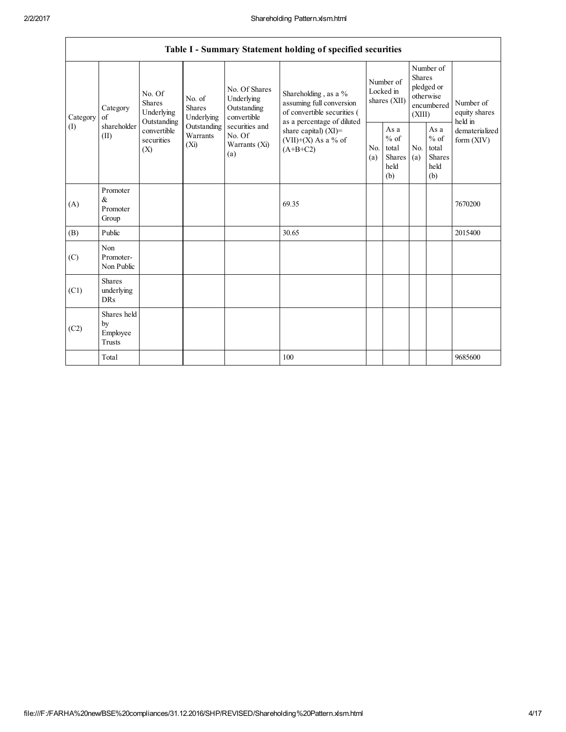| Table I - Summary Statement holding of specified securities | | | | | | | | | | |
|---|---|---|---|---|---|---|---|---|---|---|
| Category (I) | Category of shareholder (II) | No. Of Shares Underlying Outstanding convertible securities (X) | No. of Shares Underlying Outstanding Warrants (Xi) | No. Of Shares Underlying Outstanding convertible securities and No. Of Warrants (Xi) (a) | Shareholding , as a % assuming full conversion of convertible securities ( as a percentage of diluted share capital) (XI)= (VII)+(X) As a % of (A+B+C2) | Number of Locked in shares (XII) | | Number of Shares pledged or otherwise encumbered (XIII) | | Number of equity shares held in dematerialized form (XIV) |
| | | | | | | No. (a) | As a % of total Shares held (b) | No. (a) | As a % of total Shares held (b) | |
| (A) | Promoter & Promoter Group | | | | 69.35 | | | | | 7670200 |
| (B) | Public | | | | 30.65 | | | | | 2015400 |
| (C) | Non Promoter- Non Public | | | | | | | | | |
| (C1) | Shares underlying DRs | | | | | | | | | |
| (C2) | Shares held by Employee Trusts | | | | | | | | | |
| | Total | | | | 100 | | | | | 9685600 |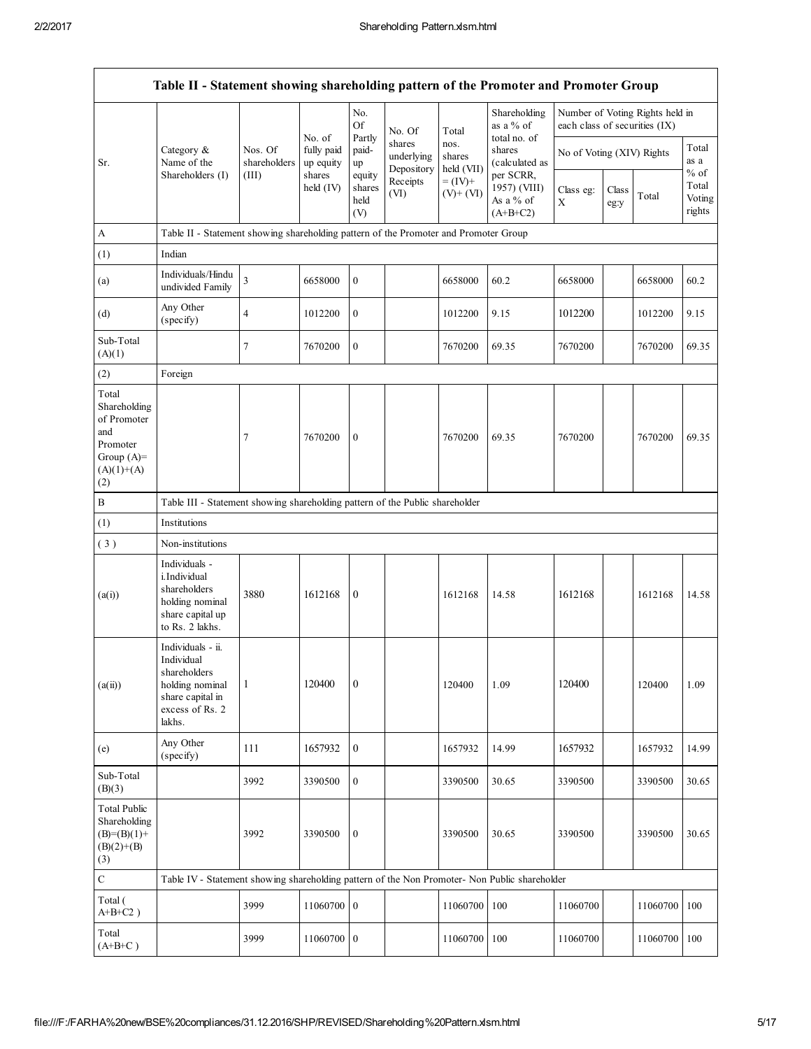| Table II - Statement showing shareholding pattern of the Promoter and Promoter Group | | | | | | | | | | | |
|---|---|---|---|---|---|---|---|---|---|---|---|
| Sr. | Category & Name of the Shareholders (I) | Nos. Of shareholders (III) | No. of fully paid up equity shares held (IV) | No. Of Partly paid-up equity shares held (V) | No. Of shares underlying Depository Receipts (VI) | Total nos. shares held (VII) = (IV)+ (V)+ (VI) | Shareholding as a % of total no. of shares (calculated as per SCRR, 1957) (VIII) As a % of (A+B+C2) | Number of Voting Rights held in each class of securities (IX) | | | |
| | | | | | | | | No of Voting (XIV) Rights | | | Total as a % of Total Voting rights |
| | | | | | | | | Class eg: X | Class eg:y | Total | |
| A | Table II - Statement showing shareholding pattern of the Promoter and Promoter Group | | | | | | | | | | |
| (1) | Indian | | | | | | | | | | |
| (a) | Individuals/Hindu undivided Family | 3 | 6658000 | 0 | | 6658000 | 60.2 | 6658000 | | 6658000 | 60.2 |
| (d) | Any Other (specify) | 4 | 1012200 | 0 | | 1012200 | 9.15 | 1012200 | | 1012200 | 9.15 |
| Sub-Total (A)(1) | | 7 | 7670200 | 0 | | 7670200 | 69.35 | 7670200 | | 7670200 | 69.35 |
| (2) | Foreign | | | | | | | | | | |
| Total Shareholding of Promoter and Promoter Group (A)=(A)(1)+(A)(2) | | 7 | 7670200 | 0 | | 7670200 | 69.35 | 7670200 | | 7670200 | 69.35 |
| B | Table III - Statement showing shareholding pattern of the Public shareholder | | | | | | | | | | |
| (1) | Institutions | | | | | | | | | | |
| (3) | Non-institutions | | | | | | | | | | |
| (a(i)) | Individuals - i.Individual shareholders holding nominal share capital up to Rs. 2 lakhs. | 3880 | 1612168 | 0 | | 1612168 | 14.58 | 1612168 | | 1612168 | 14.58 |
| (a(ii)) | Individuals - ii. Individual shareholders holding nominal share capital in excess of Rs. 2 lakhs. | 1 | 120400 | 0 | | 120400 | 1.09 | 120400 | | 120400 | 1.09 |
| (e) | Any Other (specify) | 111 | 1657932 | 0 | | 1657932 | 14.99 | 1657932 | | 1657932 | 14.99 |
| Sub-Total (B)(3) | | 3992 | 3390500 | 0 | | 3390500 | 30.65 | 3390500 | | 3390500 | 30.65 |
| Total Public Shareholding (B)=(B)(1)+(B)(2)+(B)(3) | | 3992 | 3390500 | 0 | | 3390500 | 30.65 | 3390500 | | 3390500 | 30.65 |
| C | Table IV - Statement showing shareholding pattern of the Non Promoter- Non Public shareholder | | | | | | | | | | |
| Total ( A+B+C2 ) | | 3999 | 11060700 | 0 | | 11060700 | 100 | 11060700 | | 11060700 | 100 |
| Total (A+B+C ) | | 3999 | 11060700 | 0 | | 11060700 | 100 | 11060700 | | 11060700 | 100 |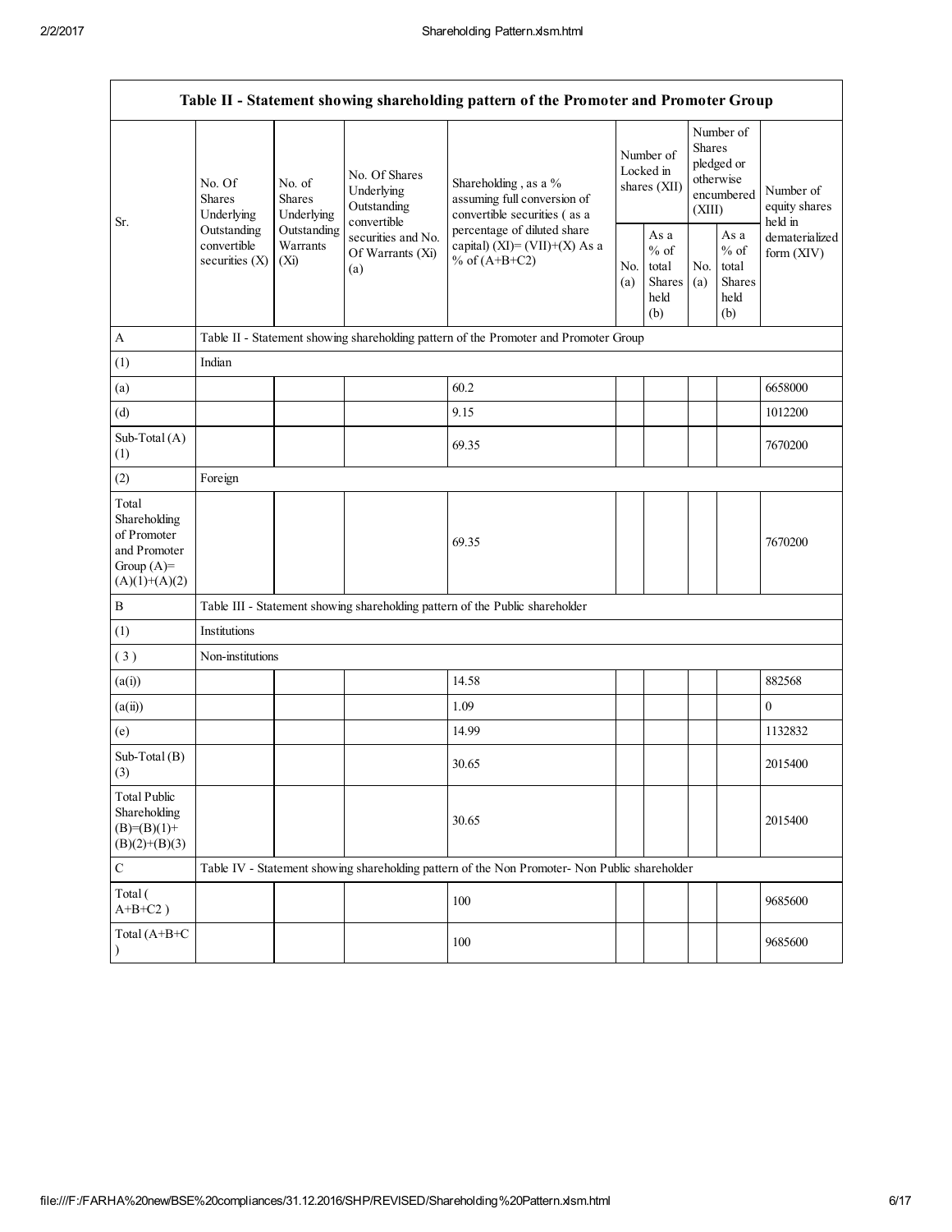| Table II - Statement showing shareholding pattern of the Promoter and Promoter Group | | | | | | | | | |
|---|---|---|---|---|---|---|---|---|---|
| Sr. | No. Of Shares Underlying Outstanding convertible securities (X) | No. of Shares Underlying Outstanding Warrants (Xi) | No. Of Shares Underlying Outstanding convertible securities and No. Of Warrants (Xi) (a) | Shareholding , as a % assuming full conversion of convertible securities ( as a percentage of diluted share capital) (XI)= (VII)+(X) As a % of (A+B+C2) | Number of Locked in shares (XII) | | Number of Shares pledged or otherwise encumbered (XIII) | | Number of equity shares held in dematerialized form (XIV) |
| | | | | | No. (a) | As a % of total Shares held (b) | No. (a) | As a % of total Shares held (b) | |
| A | Table II - Statement showing shareholding pattern of the Promoter and Promoter Group | | | | | | | | |
| (1) | Indian | | | | | | | | |
| (a) | | | | 60.2 | | | | | 6658000 |
| (d) | | | | 9.15 | | | | | 1012200 |
| Sub-Total (A) (1) | | | | 69.35 | | | | | 7670200 |
| (2) | Foreign | | | | | | | | |
| Total Shareholding of Promoter and Promoter Group (A)= (A)(1)+(A)(2) | | | | 69.35 | | | | | 7670200 |
| B | Table III - Statement showing shareholding pattern of the Public shareholder | | | | | | | | |
| (1) | Institutions | | | | | | | | |
| ( 3 ) | Non-institutions | | | | | | | | |
| (a(i)) | | | | 14.58 | | | | | 882568 |
| (a(ii)) | | | | 1.09 | | | | | 0 |
| (e) | | | | 14.99 | | | | | 1132832 |
| Sub-Total (B) (3) | | | | 30.65 | | | | | 2015400 |
| Total Public Shareholding (B)=(B)(1)+(B)(2)+(B)(3) | | | | 30.65 | | | | | 2015400 |
| C | Table IV - Statement showing shareholding pattern of the Non Promoter- Non Public shareholder | | | | | | | | |
| Total ( A+B+C2 ) | | | | 100 | | | | | 9685600 |
| Total (A+B+C ) | | | | 100 | | | | | 9685600 |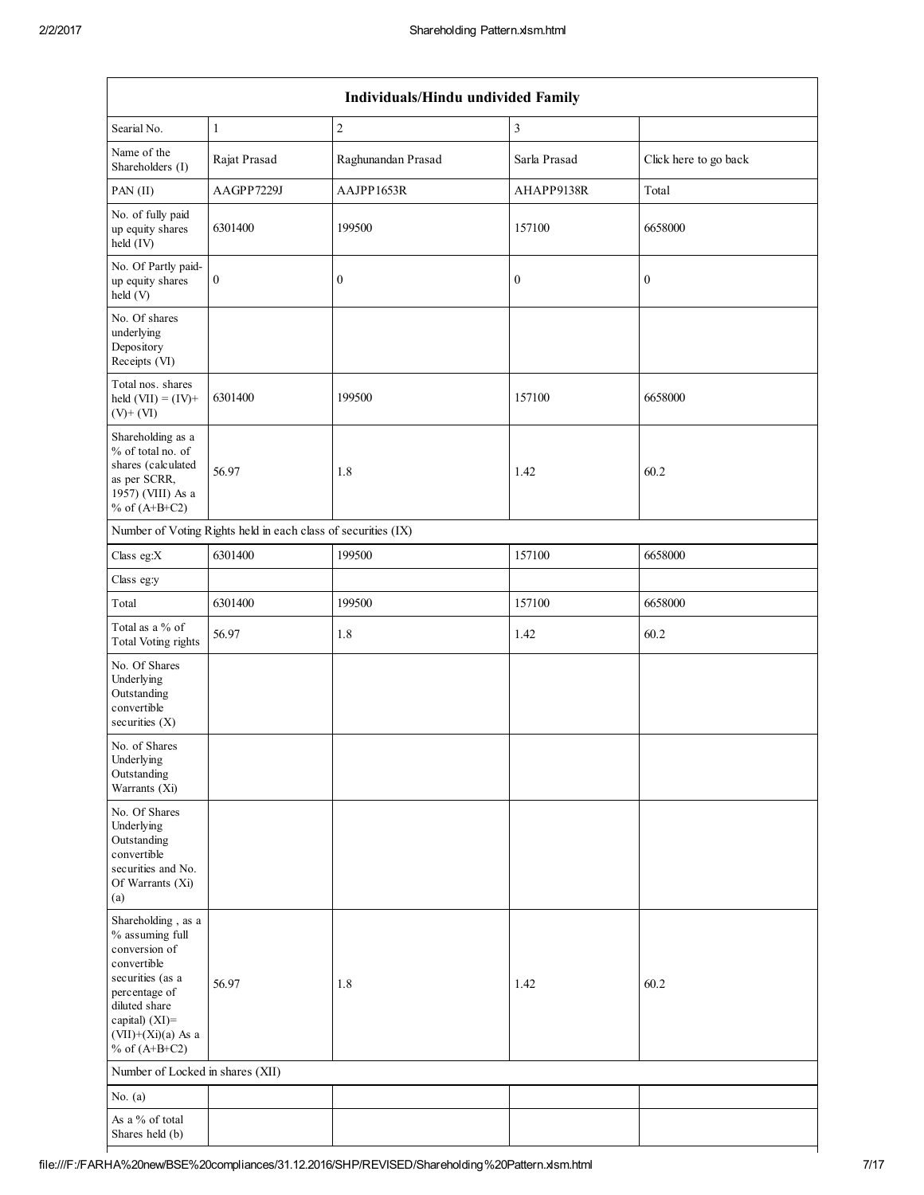| Individuals/Hindu undivided Family | | | | |
|---|---|---|---|---|
| Searial No. | 1 | 2 | 3 | |
| Name of the Shareholders (I) | Rajat Prasad | Raghunandan Prasad | Sarla Prasad | Click here to go back |
| PAN (II) | AAGPP7229J | AAJPP1653R | AHAPP9138R | Total |
| No. of fully paid up equity shares held (IV) | 6301400 | 199500 | 157100 | 6658000 |
| No. Of Partly paid-up equity shares held (V) | 0 | 0 | 0 | 0 |
| No. Of shares underlying Depository Receipts (VI) | | | | |
| Total nos. shares held (VII) = (IV)+ (V)+ (VI) | 6301400 | 199500 | 157100 | 6658000 |
| Shareholding as a % of total no. of shares (calculated as per SCRR, 1957) (VIII) As a % of (A+B+C2) | 56.97 | 1.8 | 1.42 | 60.2 |
| Number of Voting Rights held in each class of securities (IX) | | | | |
| Class eg:X | 6301400 | 199500 | 157100 | 6658000 |
| Class eg:y | | | | |
| Total | 6301400 | 199500 | 157100 | 6658000 |
| Total as a % of Total Voting rights | 56.97 | 1.8 | 1.42 | 60.2 |
| No. Of Shares Underlying Outstanding convertible securities (X) | | | | |
| No. of Shares Underlying Outstanding Warrants (Xi) | | | | |
| No. Of Shares Underlying Outstanding convertible securities and No. Of Warrants (Xi) (a) | | | | |
| Shareholding , as a % assuming full conversion of convertible securities (as a percentage of diluted share capital) (XI)= (VII)+(Xi)(a) As a % of (A+B+C2) | 56.97 | 1.8 | 1.42 | 60.2 |
| Number of Locked in shares (XII) | | | | |
| No. (a) | | | | |
| As a % of total Shares held (b) | | | | |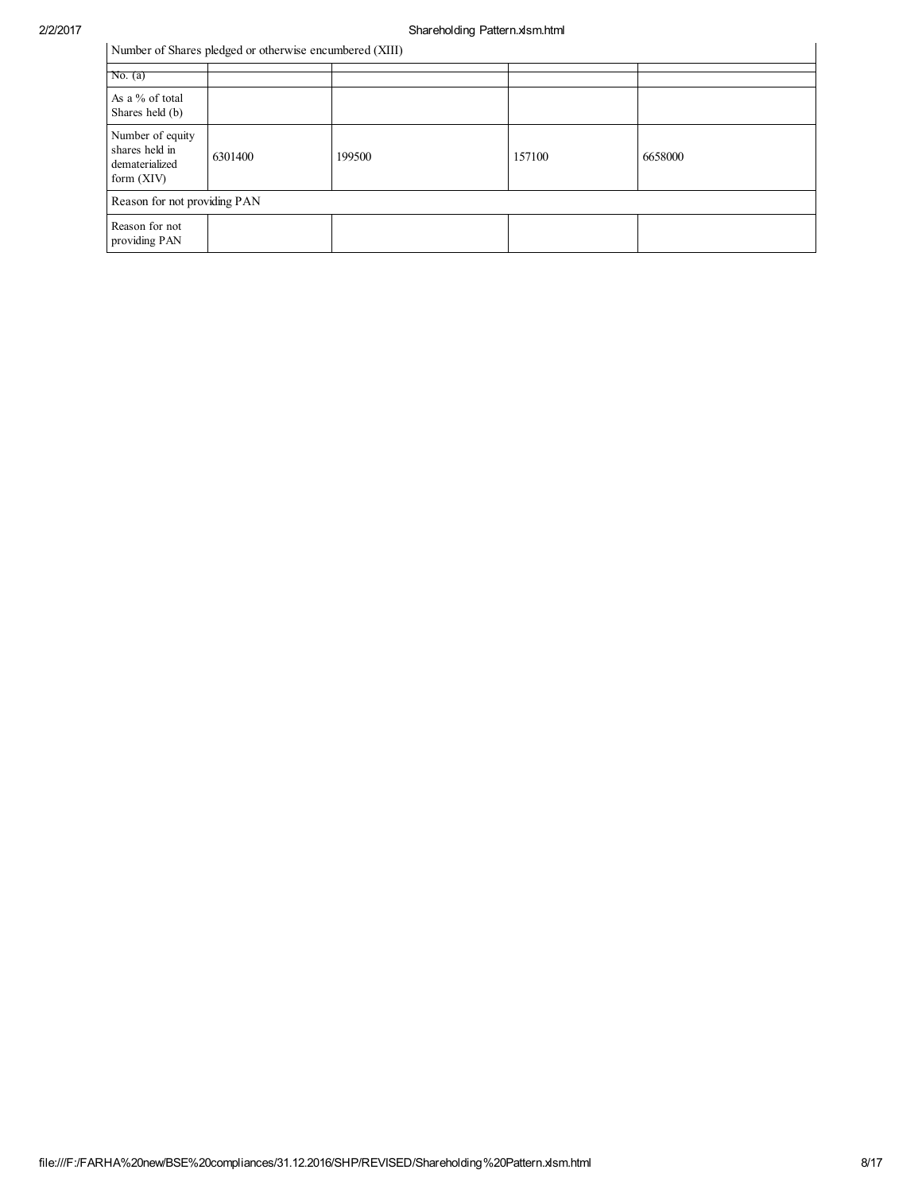| Number of Shares pledged or otherwise encumbered (XIII) | | | | |
|---|---|---|---|---|
| No. (a) | | | | |
| As a % of total Shares held (b) | | | | |
| Number of equity shares held in dematerialized form (XIV) | 6301400 | 199500 | 157100 | 6658000 |
| Reason for not providing PAN | | | | |
| Reason for not providing PAN | | | | |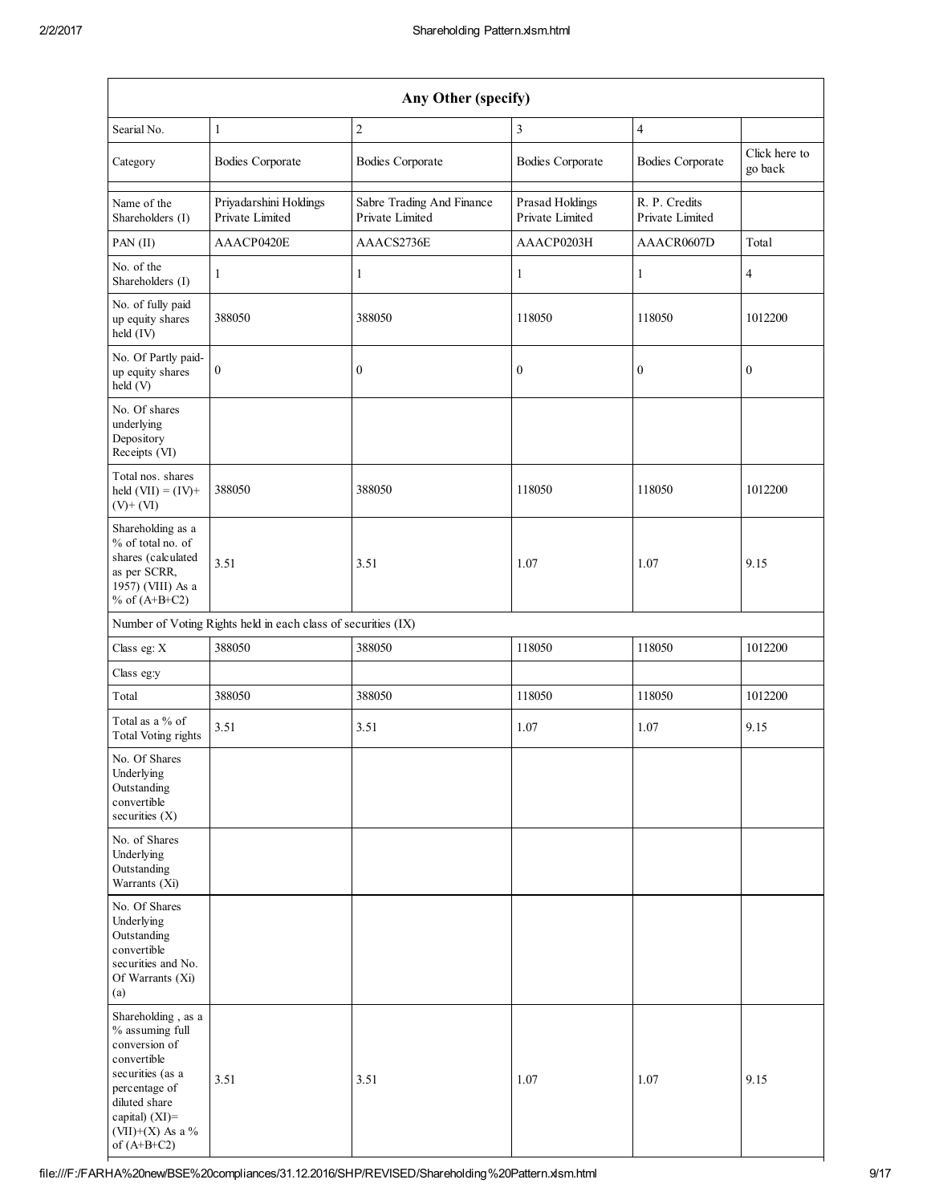| Any Other (specify) | | | | | |
|---|---|---|---|---|---|
| Searial No. | 1 | 2 | 3 | 4 | |
| Category | Bodies Corporate | Bodies Corporate | Bodies Corporate | Bodies Corporate | Click here to go back |
| Name of the Shareholders (I) | Priyadarshini Holdings Private Limited | Sabre Trading And Finance Private Limited | Prasad Holdings Private Limited | R. P. Credits Private Limited | |
| PAN (II) | AAACP0420E | AAACS2736E | AAACP0203H | AAACR0607D | Total |
| No. of the Shareholders (I) | 1 | 1 | 1 | 1 | 4 |
| No. of fully paid up equity shares held (IV) | 388050 | 388050 | 118050 | 118050 | 1012200 |
| No. Of Partly paid-up equity shares held (V) | 0 | 0 | 0 | 0 | 0 |
| No. Of shares underlying Depository Receipts (VI) | | | | | |
| Total nos. shares held (VII) = (IV)+ (V)+ (VI) | 388050 | 388050 | 118050 | 118050 | 1012200 |
| Shareholding as a % of total no. of shares (calculated as per SCRR, 1957) (VIII) As a % of (A+B+C2) | 3.51 | 3.51 | 1.07 | 1.07 | 9.15 |
| Number of Voting Rights held in each class of securities (IX) | | | | | |
| Class eg: X | 388050 | 388050 | 118050 | 118050 | 1012200 |
| Class eg:y | | | | | |
| Total | 388050 | 388050 | 118050 | 118050 | 1012200 |
| Total as a % of Total Voting rights | 3.51 | 3.51 | 1.07 | 1.07 | 9.15 |
| No. Of Shares Underlying Outstanding convertible securities (X) | | | | | |
| No. of Shares Underlying Outstanding Warrants (Xi) | | | | | |
| No. Of Shares Underlying Outstanding convertible securities and No. Of Warrants (Xi) (a) | | | | | |
| Shareholding , as a % assuming full conversion of convertible securities (as a percentage of diluted share capital) (XI)= (VII)+(X) As a % of (A+B+C2) | 3.51 | 3.51 | 1.07 | 1.07 | 9.15 |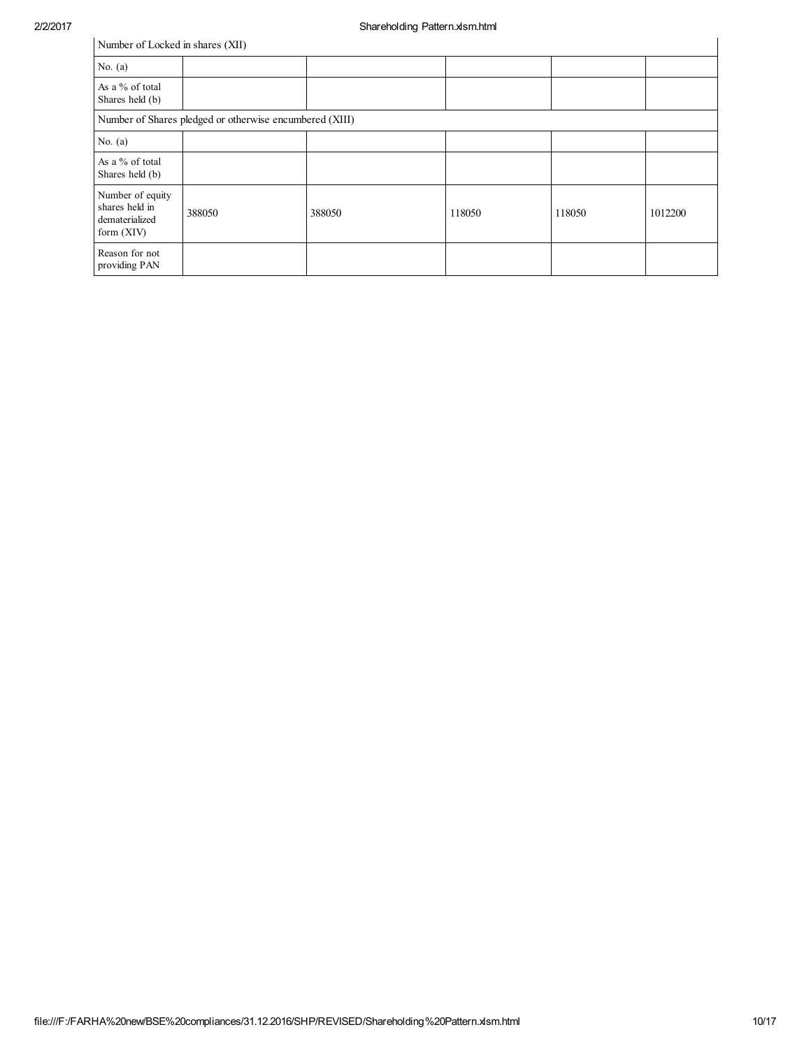| Number of Locked in shares (XII) | | | | | |
|---|---|---|---|---|---|
| No. (a) | | | | | |
| As a % of total Shares held (b) | | | | | |
| Number of Shares pledged or otherwise encumbered (XIII) | | | | | |
| No. (a) | | | | | |
| As a % of total Shares held (b) | | | | | |
| Number of equity shares held in dematerialized form (XIV) | 388050 | 388050 | 118050 | 118050 | 1012200 |
| Reason for not providing PAN | | | | | |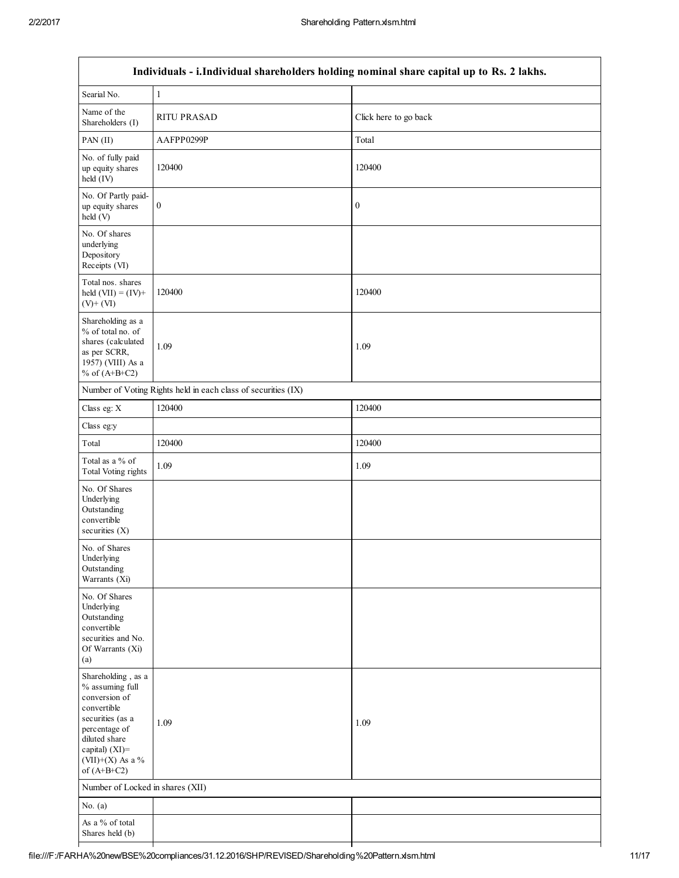| Individuals - i.Individual shareholders holding nominal share capital up to Rs. 2 lakhs. | | |
|---|---|---|
| Searial No. | 1 | |
| Name of the Shareholders (I) | RITU PRASAD | Click here to go back |
| PAN (II) | AAFPP0299P | Total |
| No. of fully paid up equity shares held (IV) | 120400 | 120400 |
| No. Of Partly paid-up equity shares held (V) | 0 | 0 |
| No. Of shares underlying Depository Receipts (VI) | | |
| Total nos. shares held (VII) = (IV)+ (V)+ (VI) | 120400 | 120400 |
| Shareholding as a % of total no. of shares (calculated as per SCRR, 1957) (VIII) As a % of (A+B+C2) | 1.09 | 1.09 |
| Number of Voting Rights held in each class of securities (IX) | | |
| Class eg: X | 120400 | 120400 |
| Class eg:y | | |
| Total | 120400 | 120400 |
| Total as a % of Total Voting rights | 1.09 | 1.09 |
| No. Of Shares Underlying Outstanding convertible securities (X) | | |
| No. of Shares Underlying Outstanding Warrants (Xi) | | |
| No. Of Shares Underlying Outstanding convertible securities and No. Of Warrants (Xi) (a) | | |
| Shareholding , as a % assuming full conversion of convertible securities (as a percentage of diluted share capital) (XI)= (VII)+(X) As a % of (A+B+C2) | 1.09 | 1.09 |
| Number of Locked in shares (XII) | | |
| No. (a) | | |
| As a % of total Shares held (b) | | |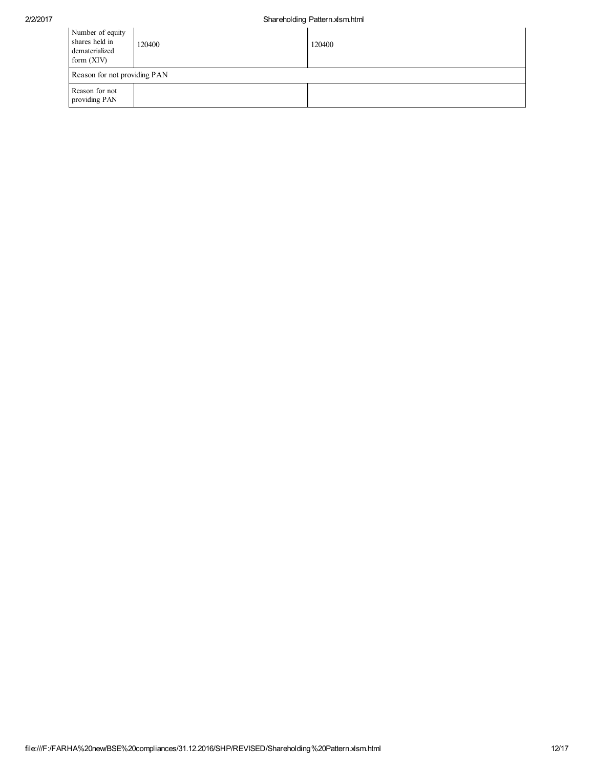| Number of equity shares held in dematerialized form (XIV) | 120400 | 120400 |
|---|---|---|
| Reason for not providing PAN | | |
| Reason for not providing PAN | | |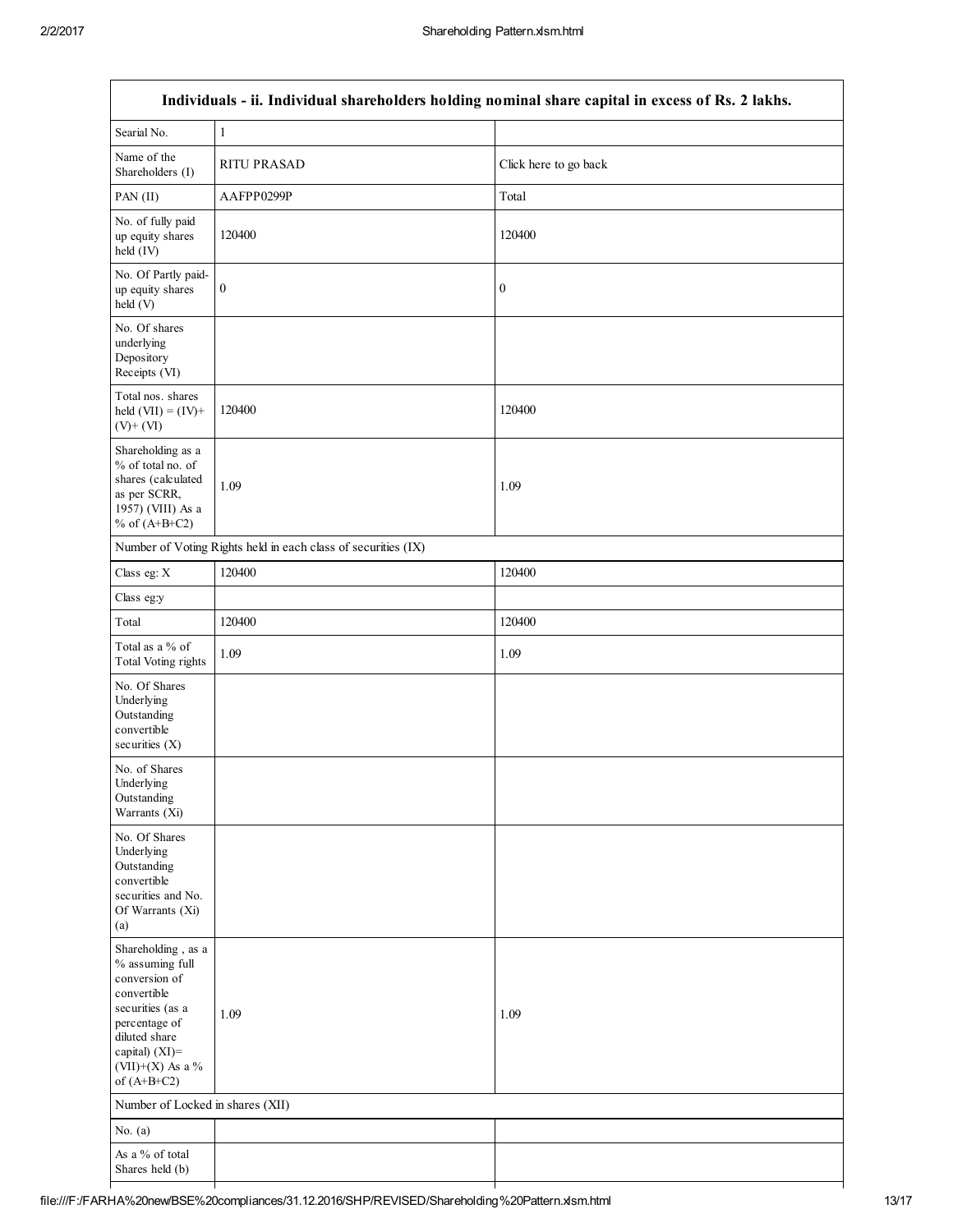| Individuals - ii. Individual shareholders holding nominal share capital in excess of Rs. 2 lakhs. | | |
|---|---|---|
| Searial No. | 1 | |
| Name of the Shareholders (I) | RITU PRASAD | Click here to go back |
| PAN (II) | AAFPP0299P | Total |
| No. of fully paid up equity shares held (IV) | 120400 | 120400 |
| No. Of Partly paid-up equity shares held (V) | 0 | 0 |
| No. Of shares underlying Depository Receipts (VI) | | |
| Total nos. shares held (VII) = (IV)+ (V)+ (VI) | 120400 | 120400 |
| Shareholding as a % of total no. of shares (calculated as per SCRR, 1957) (VIII) As a % of (A+B+C2) | 1.09 | 1.09 |
| Number of Voting Rights held in each class of securities (IX) | | |
| Class eg: X | 120400 | 120400 |
| Class eg:y | | |
| Total | 120400 | 120400 |
| Total as a % of Total Voting rights | 1.09 | 1.09 |
| No. Of Shares Underlying Outstanding convertible securities (X) | | |
| No. of Shares Underlying Outstanding Warrants (Xi) | | |
| No. Of Shares Underlying Outstanding convertible securities and No. Of Warrants (Xi) (a) | | |
| Shareholding , as a % assuming full conversion of convertible securities (as a percentage of diluted share capital) (XI)= (VII)+(X) As a % of (A+B+C2) | 1.09 | 1.09 |
| Number of Locked in shares (XII) | | |
| No. (a) | | |
| As a % of total Shares held (b) | | |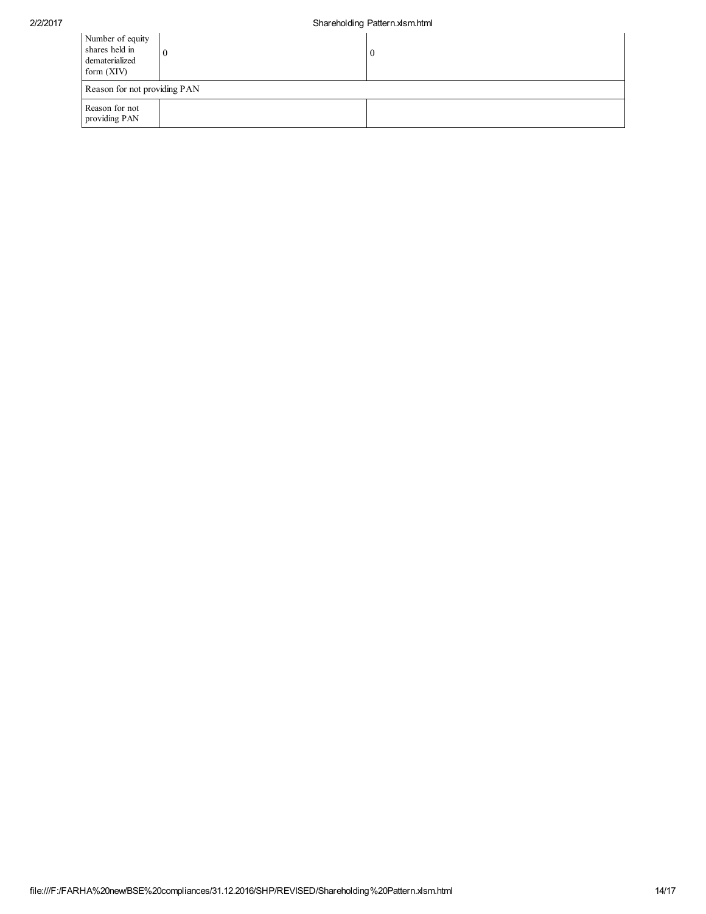| | | |
|---|---|---|
| Number of equity shares held in dematerialized form (XIV) | 0 | 0 |
| Reason for not providing PAN | | |
| Reason for not providing PAN | | |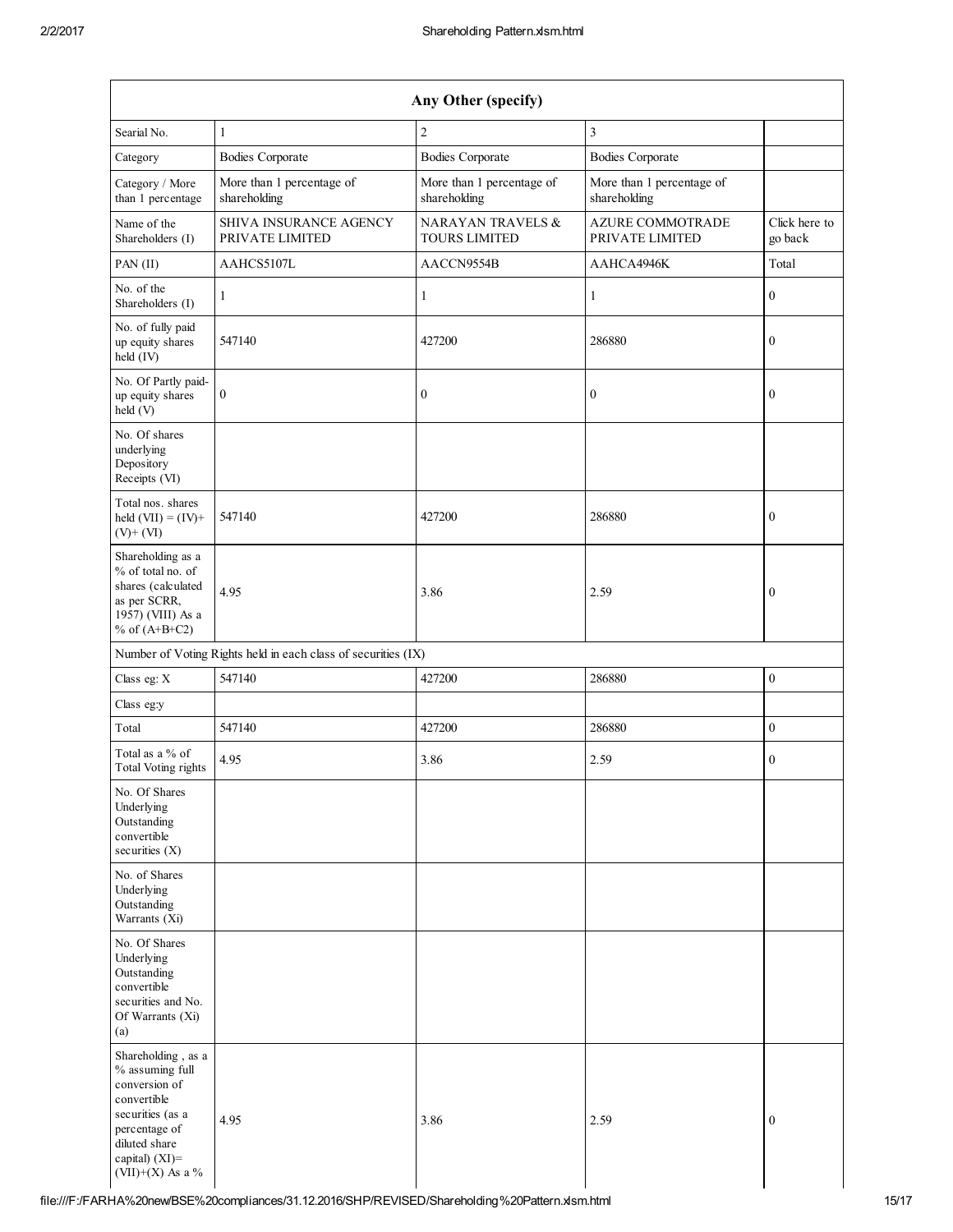| Any Other (specify) | | | | |
|---|---|---|---|---|
| Searial No. | 1 | 2 | 3 | |
| Category | Bodies Corporate | Bodies Corporate | Bodies Corporate | |
| Category / More than 1 percentage | More than 1 percentage of shareholding | More than 1 percentage of shareholding | More than 1 percentage of shareholding | |
| Name of the Shareholders (I) | SHIVA INSURANCE AGENCY PRIVATE LIMITED | NARAYAN TRAVELS & TOURS LIMITED | AZURE COMMOTRADE PRIVATE LIMITED | Click here to go back |
| PAN (II) | AAHCS5107L | AACCN9554B | AAHCA4946K | Total |
| No. of the Shareholders (I) | 1 | 1 | 1 | 0 |
| No. of fully paid up equity shares held (IV) | 547140 | 427200 | 286880 | 0 |
| No. Of Partly paid-up equity shares held (V) | 0 | 0 | 0 | 0 |
| No. Of shares underlying Depository Receipts (VI) | | | | |
| Total nos. shares held (VII) = (IV)+ (V)+ (VI) | 547140 | 427200 | 286880 | 0 |
| Shareholding as a % of total no. of shares (calculated as per SCRR, 1957) (VIII) As a % of (A+B+C2) | 4.95 | 3.86 | 2.59 | 0 |
| Number of Voting Rights held in each class of securities (IX) | | | | |
| Class eg: X | 547140 | 427200 | 286880 | 0 |
| Class eg:y | | | | |
| Total | 547140 | 427200 | 286880 | 0 |
| Total as a % of Total Voting rights | 4.95 | 3.86 | 2.59 | 0 |
| No. Of Shares Underlying Outstanding convertible securities (X) | | | | |
| No. of Shares Underlying Outstanding Warrants (Xi) | | | | |
| No. Of Shares Underlying Outstanding convertible securities and No. Of Warrants (Xi) (a) | | | | |
| Shareholding , as a % assuming full conversion of convertible securities (as a percentage of diluted share capital) (XI)= (VII)+(X) As a % | 4.95 | 3.86 | 2.59 | 0 |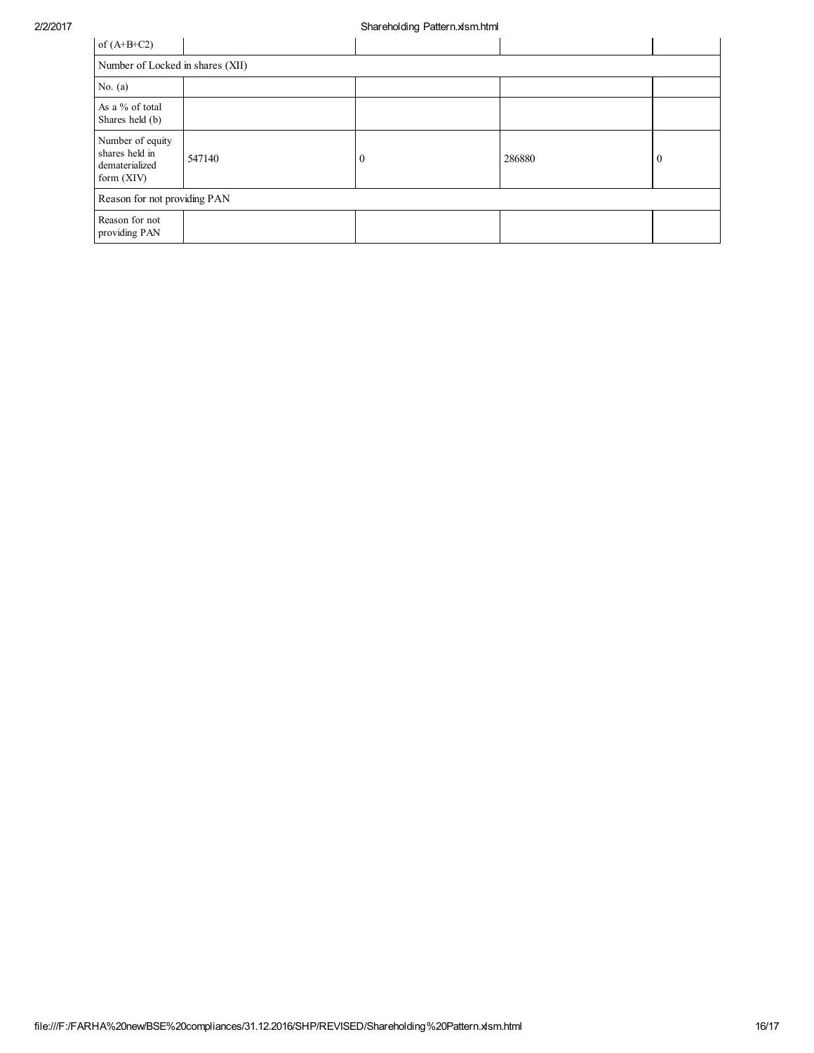| | | | | |
|---|---|---|---|---|
| of (A+B+C2) | | | | |
| Number of Locked in shares (XII) | | | | |
| No. (a) | | | | |
| As a % of total Shares held (b) | | | | |
| Number of equity shares held in dematerialized form (XIV) | 547140 | 0 | 286880 | 0 |
| Reason for not providing PAN | | | | |
| Reason for not providing PAN | | | | |